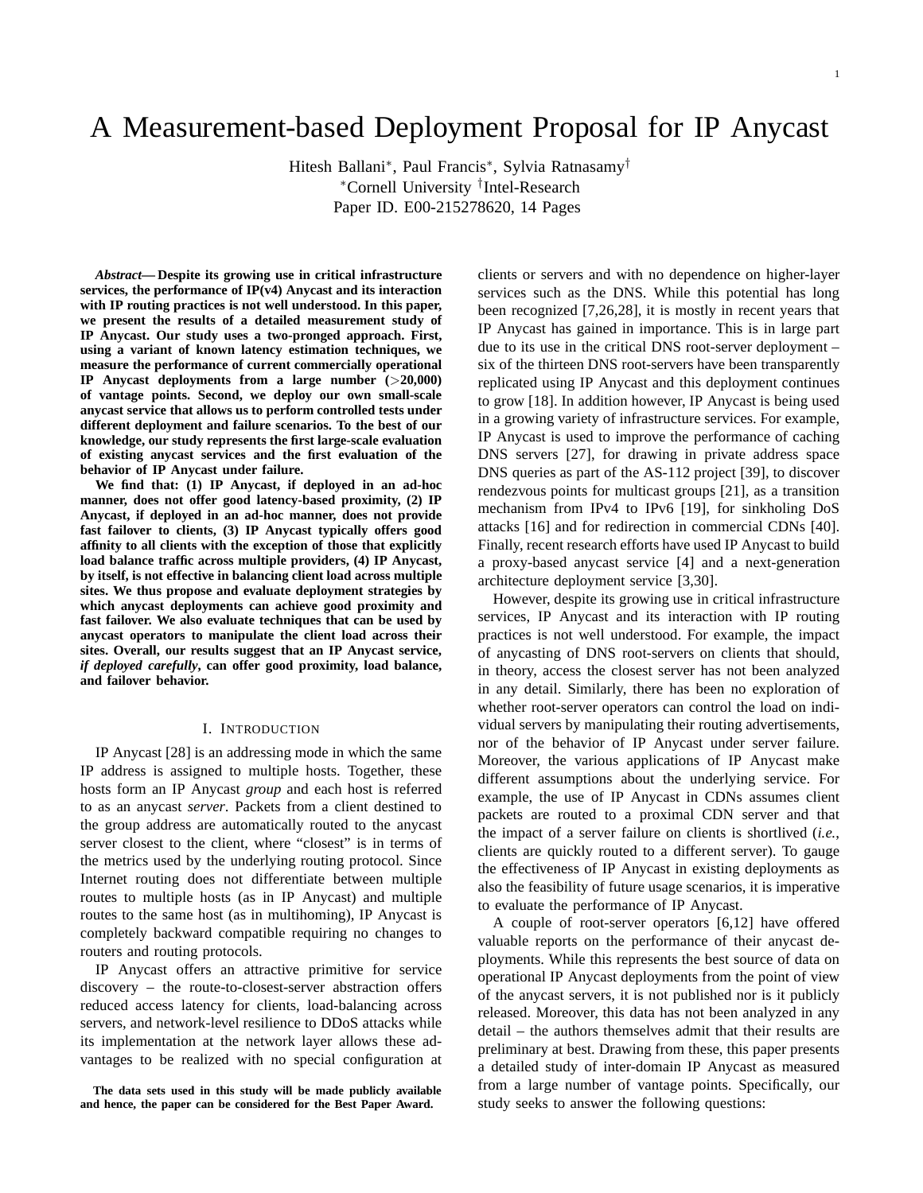# A Measurement-based Deployment Proposal for IP Anycast

Hitesh Ballani*, Paul Francis*, Sylvia Ratnasamy†
*Cornell University †Intel-Research
Paper ID. E00-215278620, 14 Pages

***Abstract*— Despite its growing use in critical infrastructure services, the performance of IP(v4) Anycast and its interaction with IP routing practices is not well understood. In this paper, we present the results of a detailed measurement study of IP Anycast. Our study uses a two-pronged approach. First, using a variant of known latency estimation techniques, we measure the performance of current commercially operational IP Anycast deployments from a large number (>20,000) of vantage points. Second, we deploy our own small-scale anycast service that allows us to perform controlled tests under different deployment and failure scenarios. To the best of our knowledge, our study represents the first large-scale evaluation of existing anycast services and the first evaluation of the behavior of IP Anycast under failure.**

**We find that: (1) IP Anycast, if deployed in an ad-hoc manner, does not offer good latency-based proximity, (2) IP Anycast, if deployed in an ad-hoc manner, does not provide fast failover to clients, (3) IP Anycast typically offers good affinity to all clients with the exception of those that explicitly load balance traffic across multiple providers, (4) IP Anycast, by itself, is not effective in balancing client load across multiple sites. We thus propose and evaluate deployment strategies by which anycast deployments can achieve good proximity and fast failover. We also evaluate techniques that can be used by anycast operators to manipulate the client load across their sites. Overall, our results suggest that an IP Anycast service, *if deployed carefully*, can offer good proximity, load balance, and failover behavior.**

## I. Introduction

IP Anycast [28] is an addressing mode in which the same IP address is assigned to multiple hosts. Together, these hosts form an IP Anycast *group* and each host is referred to as an anycast *server*. Packets from a client destined to the group address are automatically routed to the anycast server closest to the client, where "closest" is in terms of the metrics used by the underlying routing protocol. Since Internet routing does not differentiate between multiple routes to multiple hosts (as in IP Anycast) and multiple routes to the same host (as in multihoming), IP Anycast is completely backward compatible requiring no changes to routers and routing protocols.

IP Anycast offers an attractive primitive for service discovery – the route-to-closest-server abstraction offers reduced access latency for clients, load-balancing across servers, and network-level resilience to DDoS attacks while its implementation at the network layer allows these advantages to be realized with no special configuration at clients or servers and with no dependence on higher-layer services such as the DNS. While this potential has long been recognized [7,26,28], it is mostly in recent years that IP Anycast has gained in importance. This is in large part due to its use in the critical DNS root-server deployment – six of the thirteen DNS root-servers have been transparently replicated using IP Anycast and this deployment continues to grow [18]. In addition however, IP Anycast is being used in a growing variety of infrastructure services. For example, IP Anycast is used to improve the performance of caching DNS servers [27], for drawing in private address space DNS queries as part of the AS-112 project [39], to discover rendezvous points for multicast groups [21], as a transition mechanism from IPv4 to IPv6 [19], for sinkholing DoS attacks [16] and for redirection in commercial CDNs [40]. Finally, recent research efforts have used IP Anycast to build a proxy-based anycast service [4] and a next-generation architecture deployment service [3,30].

However, despite its growing use in critical infrastructure services, IP Anycast and its interaction with IP routing practices is not well understood. For example, the impact of anycasting of DNS root-servers on clients that should, in theory, access the closest server has not been analyzed in any detail. Similarly, there has been no exploration of whether root-server operators can control the load on individual servers by manipulating their routing advertisements, nor of the behavior of IP Anycast under server failure. Moreover, the various applications of IP Anycast make different assumptions about the underlying service. For example, the use of IP Anycast in CDNs assumes client packets are routed to a proximal CDN server and that the impact of a server failure on clients is shortlived (*i.e.*, clients are quickly routed to a different server). To gauge the effectiveness of IP Anycast in existing deployments as also the feasibility of future usage scenarios, it is imperative to evaluate the performance of IP Anycast.

A couple of root-server operators [6,12] have offered valuable reports on the performance of their anycast deployments. While this represents the best source of data on operational IP Anycast deployments from the point of view of the anycast servers, it is not published nor is it publicly released. Moreover, this data has not been analyzed in any detail – the authors themselves admit that their results are preliminary at best. Drawing from these, this paper presents a detailed study of inter-domain IP Anycast as measured from a large number of vantage points. Specifically, our study seeks to answer the following questions:

**The data sets used in this study will be made publicly available and hence, the paper can be considered for the Best Paper Award.**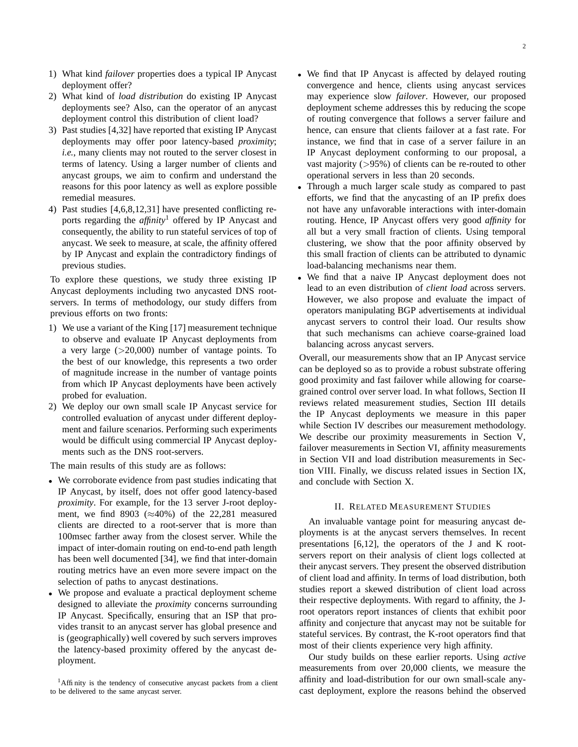1) What kind *failover* properties does a typical IP Anycast deployment offer?
2) What kind of *load distribution* do existing IP Anycast deployments see? Also, can the operator of an anycast deployment control this distribution of client load?
3) Past studies [4,32] have reported that existing IP Anycast deployments may offer poor latency-based *proximity*; *i.e.*, many clients may not routed to the server closest in terms of latency. Using a larger number of clients and anycast groups, we aim to confirm and understand the reasons for this poor latency as well as explore possible remedial measures.
4) Past studies [4,6,8,12,31] have presented conflicting reports regarding the *affinity*[1] offered by IP Anycast and consequently, the ability to run stateful services of top of anycast. We seek to measure, at scale, the affinity offered by IP Anycast and explain the contradictory findings of previous studies.

To explore these questions, we study three existing IP Anycast deployments including two anycasted DNS root-servers. In terms of methodology, our study differs from previous efforts on two fronts:

1) We use a variant of the King [17] measurement technique to observe and evaluate IP Anycast deployments from a very large (>20,000) number of vantage points. To the best of our knowledge, this represents a two order of magnitude increase in the number of vantage points from which IP Anycast deployments have been actively probed for evaluation.
2) We deploy our own small scale IP Anycast service for controlled evaluation of anycast under different deployment and failure scenarios. Performing such experiments would be difficult using commercial IP Anycast deployments such as the DNS root-servers.

The main results of this study are as follows:

- We corroborate evidence from past studies indicating that IP Anycast, by itself, does not offer good latency-based *proximity*. For example, for the 13 server J-root deployment, we find 8903 (≈40%) of the 22,281 measured clients are directed to a root-server that is more than 100msec farther away from the closest server. While the impact of inter-domain routing on end-to-end path length has been well documented [34], we find that inter-domain routing metrics have an even more severe impact on the selection of paths to anycast destinations.
- We propose and evaluate a practical deployment scheme designed to alleviate the *proximity* concerns surrounding IP Anycast. Specifically, ensuring that an ISP that provides transit to an anycast server has global presence and is (geographically) well covered by such servers improves the latency-based proximity offered by the anycast deployment.
- We find that IP Anycast is affected by delayed routing convergence and hence, clients using anycast services may experience slow *failover*. However, our proposed deployment scheme addresses this by reducing the scope of routing convergence that follows a server failure and hence, can ensure that clients failover at a fast rate. For instance, we find that in case of a server failure in an IP Anycast deployment conforming to our proposal, a vast majority (>95%) of clients can be re-routed to other operational servers in less than 20 seconds.
- Through a much larger scale study as compared to past efforts, we find that the anycasting of an IP prefix does not have any unfavorable interactions with inter-domain routing. Hence, IP Anycast offers very good *affinity* for all but a very small fraction of clients. Using temporal clustering, we show that the poor affinity observed by this small fraction of clients can be attributed to dynamic load-balancing mechanisms near them.
- We find that a naive IP Anycast deployment does not lead to an even distribution of *client load* across servers. However, we also propose and evaluate the impact of operators manipulating BGP advertisements at individual anycast servers to control their load. Our results show that such mechanisms can achieve coarse-grained load balancing across anycast servers.

Overall, our measurements show that an IP Anycast service can be deployed so as to provide a robust substrate offering good proximity and fast failover while allowing for coarse-grained control over server load. In what follows, Section II reviews related measurement studies, Section III details the IP Anycast deployments we measure in this paper while Section IV describes our measurement methodology. We describe our proximity measurements in Section V, failover measurements in Section VI, affinity measurements in Section VII and load distribution measurements in Section VIII. Finally, we discuss related issues in Section IX, and conclude with Section X.

## II. Related Measurement Studies

An invaluable vantage point for measuring anycast deployments is at the anycast servers themselves. In recent presentations [6,12], the operators of the J and K root-servers report on their analysis of client logs collected at their anycast servers. They present the observed distribution of client load and affinity. In terms of load distribution, both studies report a skewed distribution of client load across their respective deployments. With regard to affinity, the J-root operators report instances of clients that exhibit poor affinity and conjecture that anycast may not be suitable for stateful services. By contrast, the K-root operators find that most of their clients experience very high affinity.

Our study builds on these earlier reports. Using *active* measurements from over 20,000 clients, we measure the affinity and load-distribution for our own small-scale anycast deployment, explore the reasons behind the observed

[1] Affinity is the tendency of consecutive anycast packets from a client to be delivered to the same anycast server.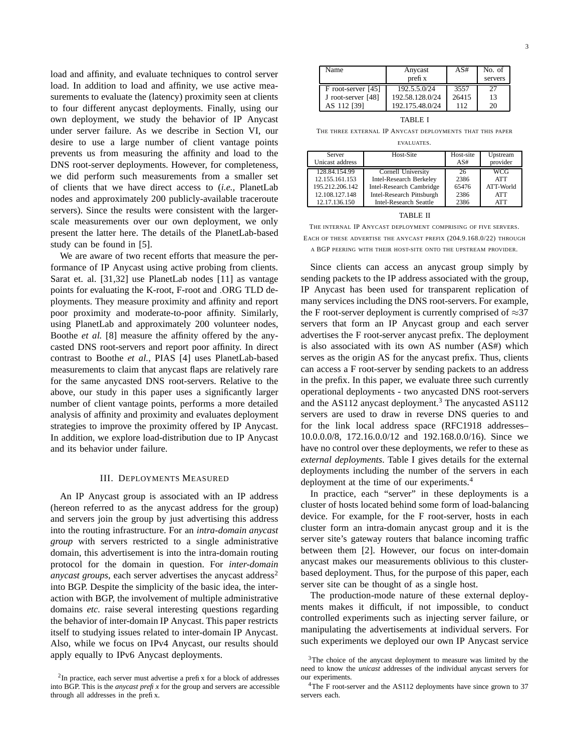load and affinity, and evaluate techniques to control server load. In addition to load and affinity, we use active measurements to evaluate the (latency) proximity seen at clients to four different anycast deployments. Finally, using our own deployment, we study the behavior of IP Anycast under server failure. As we describe in Section VI, our desire to use a large number of client vantage points prevents us from measuring the affinity and load to the DNS root-server deployments. However, for completeness, we did perform such measurements from a smaller set of clients that we have direct access to (*i.e.,* PlanetLab nodes and approximately 200 publicly-available traceroute servers). Since the results were consistent with the larger-scale measurements over our own deployment, we only present the latter here. The details of the PlanetLab-based study can be found in [5].

We are aware of two recent efforts that measure the performance of IP Anycast using active probing from clients. Sarat et. al. [31,32] use PlanetLab nodes [11] as vantage points for evaluating the K-root, F-root and .ORG TLD deployments. They measure proximity and affinity and report poor proximity and moderate-to-poor affinity. Similarly, using PlanetLab and approximately 200 volunteer nodes, Boothe *et al.* [8] measure the affinity offered by the anycasted DNS root-servers and report poor affinity. In direct contrast to Boothe *et al.*, PIAS [4] uses PlanetLab-based measurements to claim that anycast flaps are relatively rare for the same anycasted DNS root-servers. Relative to the above, our study in this paper uses a significantly larger number of client vantage points, performs a more detailed analysis of affinity and proximity and evaluates deployment strategies to improve the proximity offered by IP Anycast. In addition, we explore load-distribution due to IP Anycast and its behavior under failure.

## III. Deployments Measured

An IP Anycast group is associated with an IP address (hereon referred to as the anycast address for the group) and servers join the group by just advertising this address into the routing infrastructure. For an *intra-domain anycast group* with servers restricted to a single administrative domain, this advertisement is into the intra-domain routing protocol for the domain in question. For *inter-domain anycast groups*, each server advertises the anycast address[2] into BGP. Despite the simplicity of the basic idea, the interaction with BGP, the involvement of multiple administrative domains *etc.* raise several interesting questions regarding the behavior of inter-domain IP Anycast. This paper restricts itself to studying issues related to inter-domain IP Anycast. Also, while we focus on IPv4 Anycast, our results should apply equally to IPv6 Anycast deployments.

[2]In practice, each server must advertise a prefix for a block of addresses into BGP. This is the *anycast prefix* for the group and servers are accessible through all addresses in the prefix.

| Name | Anycast prefix | AS# | No. of servers |
|---|---|---|---|
| F root-server [45] | 192.5.5.0/24 | 3557 | 27 |
| J root-server [48] | 192.58.128.0/24 | 26415 | 13 |
| AS 112 [39] | 192.175.48.0/24 | 112 | 20 |

TABLE I

The three external IP Anycast deployments that this paper evaluates.

| Server Unicast address | Host-Site | Host-site AS# | Upstream provider |
|---|---|---|---|
| 128.84.154.99 | Cornell University | 26 | WCG |
| 12.155.161.153 | Intel-Research Berkeley | 2386 | ATT |
| 195.212.206.142 | Intel-Research Cambridge | 65476 | ATT-World |
| 12.108.127.148 | Intel-Research Pittsburgh | 2386 | ATT |
| 12.17.136.150 | Intel-Research Seattle | 2386 | ATT |

TABLE II

The internal IP Anycast deployment comprising of five servers. Each of these advertise the anycast prefix (204.9.168.0/22) through a BGP peering with their host-site onto the upstream provider.

Since clients can access an anycast group simply by sending packets to the IP address associated with the group, IP Anycast has been used for transparent replication of many services including the DNS root-servers. For example, the F root-server deployment is currently comprised of $\approx$37 servers that form an IP Anycast group and each server advertises the F root-server anycast prefix. The deployment is also associated with its own AS number (AS#) which serves as the origin AS for the anycast prefix. Thus, clients can access a F root-server by sending packets to an address in the prefix. In this paper, we evaluate three such currently operational deployments - two anycasted DNS root-servers and the AS112 anycast deployment.[3] The anycasted AS112 servers are used to draw in reverse DNS queries to and for the link local address space (RFC1918 addresses– 10.0.0.0/8, 172.16.0.0/12 and 192.168.0.0/16). Since we have no control over these deployments, we refer to these as *external deployments*. Table I gives details for the external deployments including the number of the servers in each deployment at the time of our experiments.[4]

In practice, each "server" in these deployments is a cluster of hosts located behind some form of load-balancing device. For example, for the F root-server, hosts in each cluster form an intra-domain anycast group and it is the server site's gateway routers that balance incoming traffic between them [2]. However, our focus on inter-domain anycast makes our measurements oblivious to this cluster-based deployment. Thus, for the purpose of this paper, each server site can be thought of as a single host.

The production-mode nature of these external deployments makes it difficult, if not impossible, to conduct controlled experiments such as injecting server failure, or manipulating the advertisements at individual servers. For such experiments we deployed our own IP Anycast service

[3]The choice of the anycast deployment to measure was limited by the need to know the *unicast* addresses of the individual anycast servers for our experiments.

[4]The F root-server and the AS112 deployments have since grown to 37 servers each.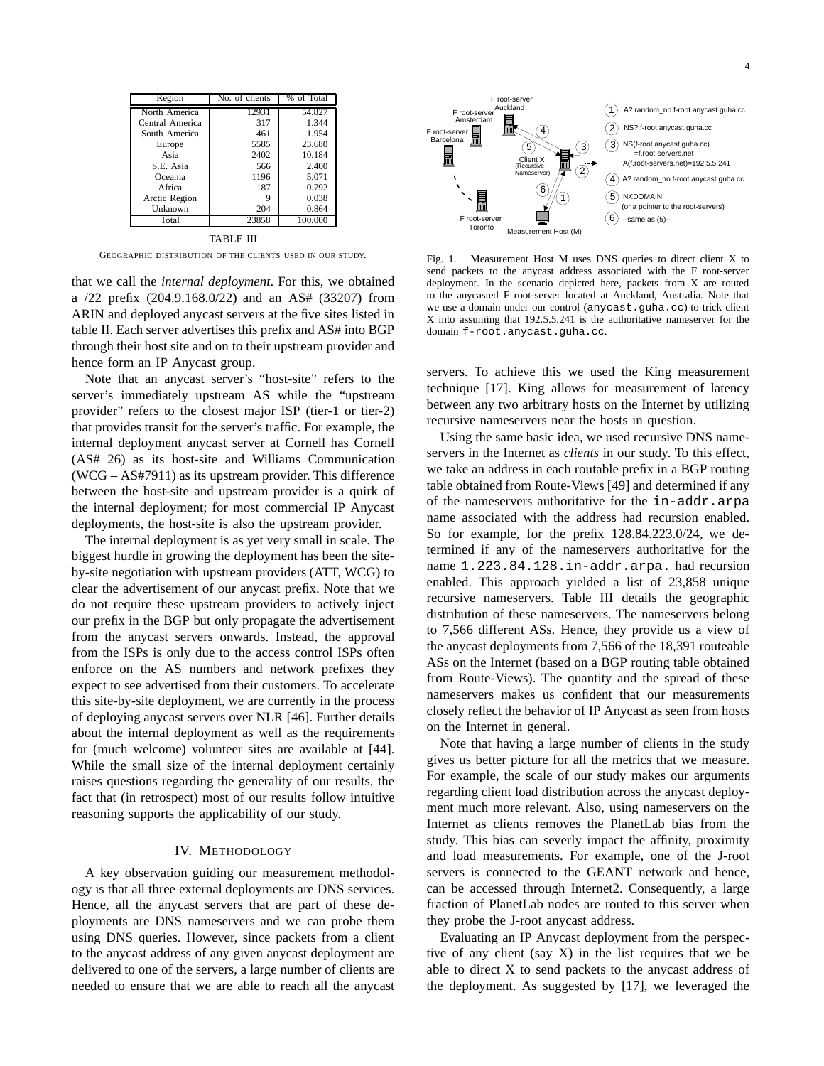| Region | No. of clients | % of Total |
|---|---|---|
| North America | 12931 | 54.827 |
| Central America | 317 | 1.344 |
| South America | 461 | 1.954 |
| Europe | 5585 | 23.680 |
| Asia | 2402 | 10.184 |
| S.E. Asia | 566 | 2.400 |
| Oceania | 1196 | 5.071 |
| Africa | 187 | 0.792 |
| Arctic Region | 9 | 0.038 |
| Unknown | 204 | 0.864 |
| Total | 23858 | 100.000 |

TABLE III

GEOGRAPHIC DISTRIBUTION OF THE CLIENTS USED IN OUR STUDY.

that we call the *internal deployment*. For this, we obtained a /22 prefix (204.9.168.0/22) and an AS# (33207) from ARIN and deployed anycast servers at the five sites listed in table II. Each server advertises this prefix and AS# into BGP through their host site and on to their upstream provider and hence form an IP Anycast group.

Note that an anycast server's "host-site" refers to the server's immediately upstream AS while the "upstream provider" refers to the closest major ISP (tier-1 or tier-2) that provides transit for the server's traffic. For example, the internal deployment anycast server at Cornell has Cornell (AS# 26) as its host-site and Williams Communication (WCG – AS#7911) as its upstream provider. This difference between the host-site and upstream provider is a quirk of the internal deployment; for most commercial IP Anycast deployments, the host-site is also the upstream provider.

The internal deployment is as yet very small in scale. The biggest hurdle in growing the deployment has been the site-by-site negotiation with upstream providers (ATT, WCG) to clear the advertisement of our anycast prefix. Note that we do not require these upstream providers to actively inject our prefix in the BGP but only propagate the advertisement from the anycast servers onwards. Instead, the approval from the ISPs is only due to the access control ISPs often enforce on the AS numbers and network prefixes they expect to see advertised from their customers. To accelerate this site-by-site deployment, we are currently in the process of deploying anycast servers over NLR [46]. Further details about the internal deployment as well as the requirements for (much welcome) volunteer sites are available at [44]. While the small size of the internal deployment certainly raises questions regarding the generality of our results, the fact that (in retrospect) most of our results follow intuitive reasoning supports the applicability of our study.

## IV. METHODOLOGY

A key observation guiding our measurement methodology is that all three external deployments are DNS services. Hence, all the anycast servers that are part of these deployments are DNS nameservers and we can probe them using DNS queries. However, since packets from a client to the anycast address of any given anycast deployment are delivered to one of the servers, a large number of clients are needed to ensure that we are able to reach all the anycast servers. To achieve this we used the King measurement technique [17]. King allows for measurement of latency between any two arbitrary hosts on the Internet by utilizing recursive nameservers near the hosts in question.

F root-server Auckland; F root-server Amsterdam; F root-server Barcelona; F root-server Toronto; Client X (Recursive Nameserver); Measurement Host (M)

1. A? random_no.f-root.anycast.guha.cc
2. NS? f-root.anycast.guha.cc
3. NS(f-root.anycast.guha.cc) =f.root-servers.net A(f.root-servers.net)=192.5.5.241
4. A? random_no.f-root.anycast.guha.cc
5. NXDOMAIN (or a pointer to the root-servers)
6. --same as (5)--

Fig. 1. Measurement Host M uses DNS queries to direct client X to send packets to the anycast address associated with the F root-server deployment. In the scenario depicted here, packets from X are routed to the anycasted F root-server located at Auckland, Australia. Note that we use a domain under our control (`anycast.guha.cc`) to trick client X into assuming that 192.5.5.241 is the authoritative nameserver for the domain `f-root.anycast.guha.cc`.

Using the same basic idea, we used recursive DNS nameservers in the Internet as *clients* in our study. To this effect, we take an address in each routable prefix in a BGP routing table obtained from Route-Views [49] and determined if any of the nameservers authoritative for the `in-addr.arpa` name associated with the address had recursion enabled. So for example, for the prefix 128.84.223.0/24, we determined if any of the nameservers authoritative for the name `1.223.84.128.in-addr.arpa.` had recursion enabled. This approach yielded a list of 23,858 unique recursive nameservers. Table III details the geographic distribution of these nameservers. The nameservers belong to 7,566 different ASs. Hence, they provide us a view of the anycast deployments from 7,566 of the 18,391 routeable ASs on the Internet (based on a BGP routing table obtained from Route-Views). The quantity and the spread of these nameservers makes us confident that our measurements closely reflect the behavior of IP Anycast as seen from hosts on the Internet in general.

Note that having a large number of clients in the study gives us better picture for all the metrics that we measure. For example, the scale of our study makes our arguments regarding client load distribution across the anycast deployment much more relevant. Also, using nameservers on the Internet as clients removes the PlanetLab bias from the study. This bias can severly impact the affinity, proximity and load measurements. For example, one of the J-root servers is connected to the GEANT network and hence, can be accessed through Internet2. Consequently, a large fraction of PlanetLab nodes are routed to this server when they probe the J-root anycast address.

Evaluating an IP Anycast deployment from the perspective of any client (say X) in the list requires that we be able to direct X to send packets to the anycast address of the deployment. As suggested by [17], we leveraged the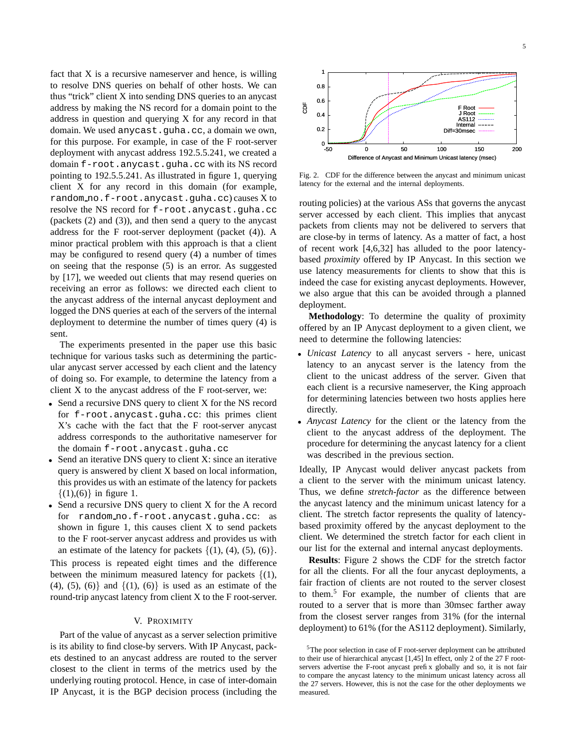fact that X is a recursive nameserver and hence, is willing to resolve DNS queries on behalf of other hosts. We can thus "trick" client X into sending DNS queries to an anycast address by making the NS record for a domain point to the address in question and querying X for any record in that domain. We used `anycast.guha.cc`, a domain we own, for this purpose. For example, in case of the F root-server deployment with anycast address 192.5.5.241, we created a domain `f-root.anycast.guha.cc` with its NS record pointing to 192.5.5.241. As illustrated in figure 1, querying client X for any record in this domain (for example, `random_no.f-root.anycast.guha.cc`) causes X to resolve the NS record for `f-root.anycast.guha.cc` (packets (2) and (3)), and then send a query to the anycast address for the F root-server deployment (packet (4)). A minor practical problem with this approach is that a client may be configured to resend query (4) a number of times on seeing that the response (5) is an error. As suggested by [17], we weeded out clients that may resend queries on receiving an error as follows: we directed each client to the anycast address of the internal anycast deployment and logged the DNS queries at each of the servers of the internal deployment to determine the number of times query (4) is sent.

The experiments presented in the paper use this basic technique for various tasks such as determining the particular anycast server accessed by each client and the latency of doing so. For example, to determine the latency from a client X to the anycast address of the F root-server, we:

- Send a recursive DNS query to client X for the NS record for `f-root.anycast.guha.cc`: this primes client X's cache with the fact that the F root-server anycast address corresponds to the authoritative nameserver for the domain `f-root.anycast.guha.cc`
- Send an iterative DNS query to client X: since an iterative query is answered by client X based on local information, this provides us with an estimate of the latency for packets $\{(1),(6)\}$ in figure 1.
- Send a recursive DNS query to client X for the A record for `random_no.f-root.anycast.guha.cc`: as shown in figure 1, this causes client X to send packets to the F root-server anycast address and provides us with an estimate of the latency for packets $\{(1), (4), (5), (6)\}$.

This process is repeated eight times and the difference between the minimum measured latency for packets $\{(1), (4), (5), (6)\}$ and $\{(1), (6)\}$ is used as an estimate of the round-trip anycast latency from client X to the F root-server.

## V. Proximity

Part of the value of anycast as a server selection primitive is its ability to find close-by servers. With IP Anycast, packets destined to an anycast address are routed to the server closest to the client in terms of the metrics used by the underlying routing protocol. Hence, in case of inter-domain IP Anycast, it is the BGP decision process (including the routing policies) at the various ASs that governs the anycast server accessed by each client. This implies that anycast packets from clients may not be delivered to servers that are close-by in terms of latency. As a matter of fact, a host of recent work [4,6,32] has alluded to the poor latency-based *proximity* offered by IP Anycast. In this section we use latency measurements for clients to show that this is indeed the case for existing anycast deployments. However, we also argue that this can be avoided through a planned deployment.

Fig. 2. CDF for the difference between the anycast and minimum unicast latency for the external and the internal deployments.

**Methodology**: To determine the quality of proximity offered by an IP Anycast deployment to a given client, we need to determine the following latencies:

- *Unicast Latency* to all anycast servers - here, unicast latency to an anycast server is the latency from the client to the unicast address of the server. Given that each client is a recursive nameserver, the King approach for determining latencies between two hosts applies here directly.
- *Anycast Latency* for the client or the latency from the client to the anycast address of the deployment. The procedure for determining the anycast latency for a client was described in the previous section.

Ideally, IP Anycast would deliver anycast packets from a client to the server with the minimum unicast latency. Thus, we define *stretch-factor* as the difference between the anycast latency and the minimum unicast latency for a client. The stretch factor represents the quality of latency-based proximity offered by the anycast deployment to the client. We determined the stretch factor for each client in our list for the external and internal anycast deployments.

**Results**: Figure 2 shows the CDF for the stretch factor for all the clients. For all the four anycast deployments, a fair fraction of clients are not routed to the server closest to them.[5] For example, the number of clients that are routed to a server that is more than 30msec farther away from the closest server ranges from 31% (for the internal deployment) to 61% (for the AS112 deployment). Similarly,

[5]The poor selection in case of F root-server deployment can be attributed to their use of hierarchical anycast [1,45] In effect, only 2 of the 27 F root-servers advertise the F-root anycast prefix globally and so, it is not fair to compare the anycast latency to the minimum unicast latency across all the 27 servers. However, this is not the case for the other deployments we measured.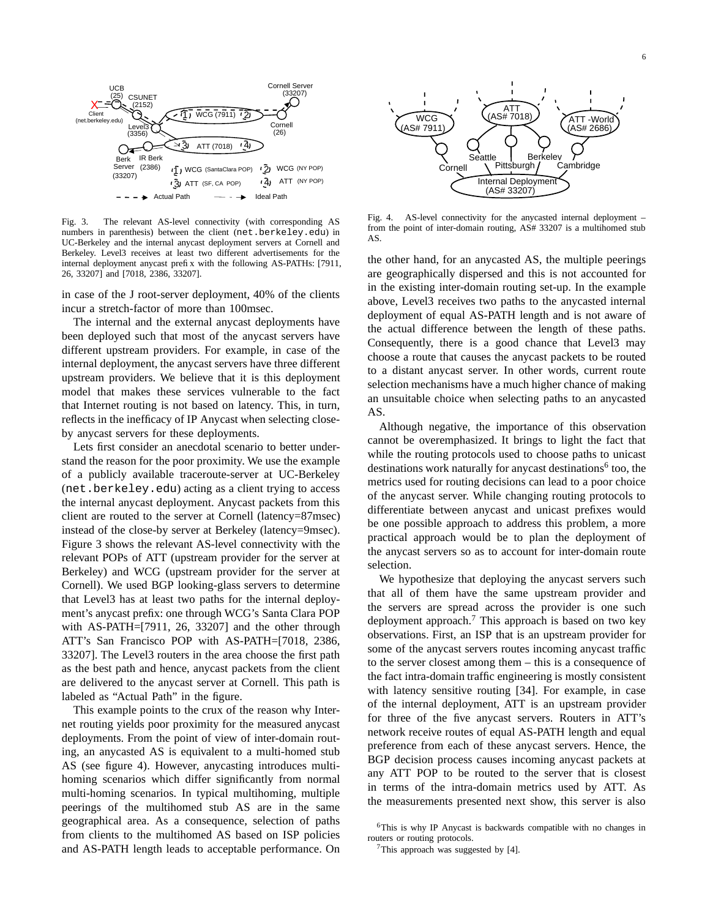Fig. 3. The relevant AS-level connectivity (with corresponding AS numbers in parenthesis) between the client (net.berkeley.edu) in UC-Berkeley and the internal anycast deployment servers at Cornell and Berkeley. Level3 receives at least two different advertisements for the internal deployment anycast prefix with the following AS-PATHs: [7911, 26, 33207] and [7018, 2386, 33207].

Fig. 4. AS-level connectivity for the anycasted internal deployment – from the point of inter-domain routing, AS# 33207 is a multihomed stub AS.

in case of the J root-server deployment, 40% of the clients incur a stretch-factor of more than 100msec.

The internal and the external anycast deployments have been deployed such that most of the anycast servers have different upstream providers. For example, in case of the internal deployment, the anycast servers have three different upstream providers. We believe that it is this deployment model that makes these services vulnerable to the fact that Internet routing is not based on latency. This, in turn, reflects in the inefficacy of IP Anycast when selecting close-by anycast servers for these deployments.

Lets first consider an anecdotal scenario to better understand the reason for the poor proximity. We use the example of a publicly available traceroute-server at UC-Berkeley (net.berkeley.edu) acting as a client trying to access the internal anycast deployment. Anycast packets from this client are routed to the server at Cornell (latency=87msec) instead of the close-by server at Berkeley (latency=9msec). Figure 3 shows the relevant AS-level connectivity with the relevant POPs of ATT (upstream provider for the server at Berkeley) and WCG (upstream provider for the server at Cornell). We used BGP looking-glass servers to determine that Level3 has at least two paths for the internal deployment's anycast prefix: one through WCG's Santa Clara POP with AS-PATH=[7911, 26, 33207] and the other through ATT's San Francisco POP with AS-PATH=[7018, 2386, 33207]. The Level3 routers in the area choose the first path as the best path and hence, anycast packets from the client are delivered to the anycast server at Cornell. This path is labeled as "Actual Path" in the figure.

This example points to the crux of the reason why Internet routing yields poor proximity for the measured anycast deployments. From the point of view of inter-domain routing, an anycasted AS is equivalent to a multi-homed stub AS (see figure 4). However, anycasting introduces multi-homing scenarios which differ significantly from normal multi-homing scenarios. In typical multihoming, multiple peerings of the multihomed stub AS are in the same geographical area. As a consequence, selection of paths from clients to the multihomed AS based on ISP policies and AS-PATH length leads to acceptable performance. On the other hand, for an anycasted AS, the multiple peerings are geographically dispersed and this is not accounted for in the existing inter-domain routing set-up. In the example above, Level3 receives two paths to the anycasted internal deployment of equal AS-PATH length and is not aware of the actual difference between the length of these paths. Consequently, there is a good chance that Level3 may choose a route that causes the anycast packets to be routed to a distant anycast server. In other words, current route selection mechanisms have a much higher chance of making an unsuitable choice when selecting paths to an anycasted AS.

Although negative, the importance of this observation cannot be overemphasized. It brings to light the fact that while the routing protocols used to choose paths to unicast destinations work naturally for anycast destinations[6] too, the metrics used for routing decisions can lead to a poor choice of the anycast server. While changing routing protocols to differentiate between anycast and unicast prefixes would be one possible approach to address this problem, a more practical approach would be to plan the deployment of the anycast servers so as to account for inter-domain route selection.

We hypothesize that deploying the anycast servers such that all of them have the same upstream provider and the servers are spread across the provider is one such deployment approach.[7] This approach is based on two key observations. First, an ISP that is an upstream provider for some of the anycast servers routes incoming anycast traffic to the server closest among them – this is a consequence of the fact intra-domain traffic engineering is mostly consistent with latency sensitive routing [34]. For example, in case of the internal deployment, ATT is an upstream provider for three of the five anycast servers. Routers in ATT's network receive routes of equal AS-PATH length and equal preference from each of these anycast servers. Hence, the BGP decision process causes incoming anycast packets at any ATT POP to be routed to the server that is closest in terms of the intra-domain metrics used by ATT. As the measurements presented next show, this server is also

[6] This is why IP Anycast is backwards compatible with no changes in routers or routing protocols.

[7] This approach was suggested by [4].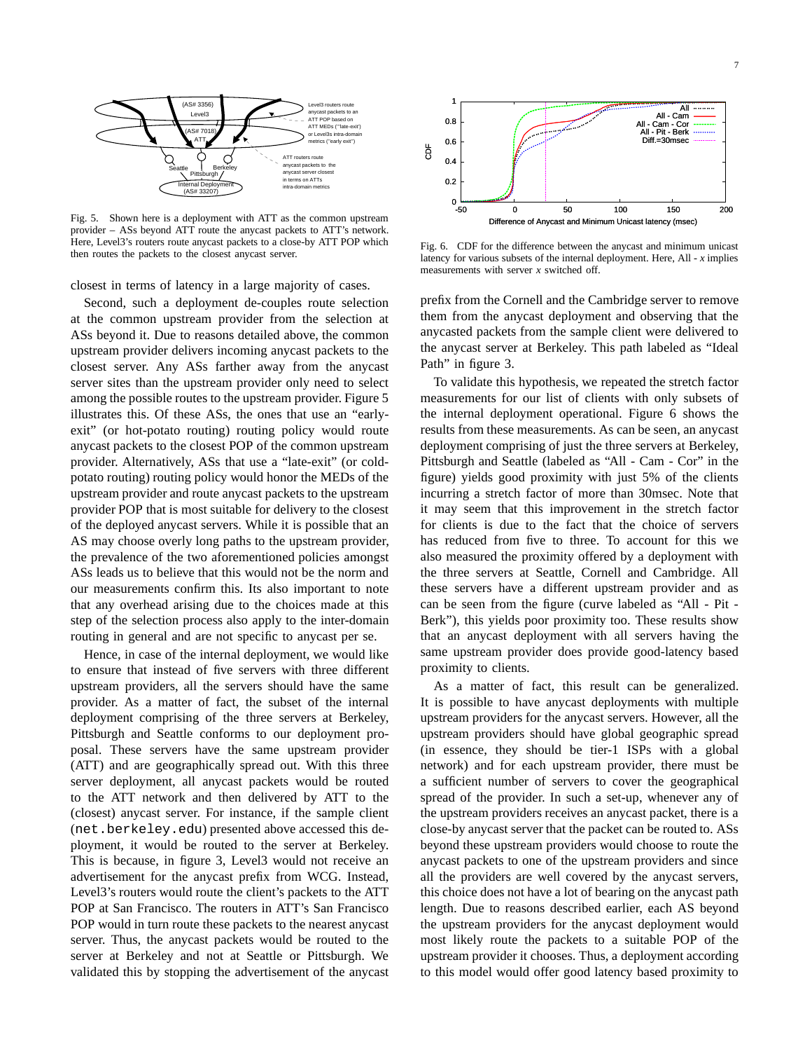Fig. 5. Shown here is a deployment with ATT as the common upstream provider – ASs beyond ATT route the anycast packets to ATT's network. Here, Level3's routers route anycast packets to a close-by ATT POP which then routes the packets to the closest anycast server.

closest in terms of latency in a large majority of cases.

Second, such a deployment de-couples route selection at the common upstream provider from the selection at ASs beyond it. Due to reasons detailed above, the common upstream provider delivers incoming anycast packets to the closest server. Any ASs farther away from the anycast server sites than the upstream provider only need to select among the possible routes to the upstream provider. Figure 5 illustrates this. Of these ASs, the ones that use an "early-exit" (or hot-potato routing) routing policy would route anycast packets to the closest POP of the common upstream provider. Alternatively, ASs that use a "late-exit" (or cold-potato routing) routing policy would honor the MEDs of the upstream provider and route anycast packets to the upstream provider POP that is most suitable for delivery to the closest of the deployed anycast servers. While it is possible that an AS may choose overly long paths to the upstream provider, the prevalence of the two aforementioned policies amongst ASs leads us to believe that this would not be the norm and our measurements confirm this. Its also important to note that any overhead arising due to the choices made at this step of the selection process also apply to the inter-domain routing in general and are not specific to anycast per se.

Hence, in case of the internal deployment, we would like to ensure that instead of five servers with three different upstream providers, all the servers should have the same provider. As a matter of fact, the subset of the internal deployment comprising of the three servers at Berkeley, Pittsburgh and Seattle conforms to our deployment proposal. These servers have the same upstream provider (ATT) and are geographically spread out. With this three server deployment, all anycast packets would be routed to the ATT network and then delivered by ATT to the (closest) anycast server. For instance, if the sample client (`net.berkeley.edu`) presented above accessed this deployment, it would be routed to the server at Berkeley. This is because, in figure 3, Level3 would not receive an advertisement for the anycast prefix from WCG. Instead, Level3's routers would route the client's packets to the ATT POP at San Francisco. The routers in ATT's San Francisco POP would in turn route these packets to the nearest anycast server. Thus, the anycast packets would be routed to the server at Berkeley and not at Seattle or Pittsburgh. We validated this by stopping the advertisement of the anycast prefix from the Cornell and the Cambridge server to remove them from the anycast deployment and observing that the anycasted packets from the sample client were delivered to the anycast server at Berkeley. This path labeled as "Ideal Path" in figure 3.

Fig. 6. CDF for the difference between the anycast and minimum unicast latency for various subsets of the internal deployment. Here, All - *x* implies measurements with server *x* switched off.

To validate this hypothesis, we repeated the stretch factor measurements for our list of clients with only subsets of the internal deployment operational. Figure 6 shows the results from these measurements. As can be seen, an anycast deployment comprising of just the three servers at Berkeley, Pittsburgh and Seattle (labeled as "All - Cam - Cor" in the figure) yields good proximity with just 5% of the clients incurring a stretch factor of more than 30msec. Note that it may seem that this improvement in the stretch factor for clients is due to the fact that the choice of servers has reduced from five to three. To account for this we also measured the proximity offered by a deployment with the three servers at Seattle, Cornell and Cambridge. All these servers have a different upstream provider and as can be seen from the figure (curve labeled as "All - Pit - Berk"), this yields poor proximity too. These results show that an anycast deployment with all servers having the same upstream provider does provide good-latency based proximity to clients.

As a matter of fact, this result can be generalized. It is possible to have anycast deployments with multiple upstream providers for the anycast servers. However, all the upstream providers should have global geographic spread (in essence, they should be tier-1 ISPs with a global network) and for each upstream provider, there must be a sufficient number of servers to cover the geographical spread of the provider. In such a set-up, whenever any of the upstream providers receives an anycast packet, there is a close-by anycast server that the packet can be routed to. ASs beyond these upstream providers would choose to route the anycast packets to one of the upstream providers and since all the providers are well covered by the anycast servers, this choice does not have a lot of bearing on the anycast path length. Due to reasons described earlier, each AS beyond the upstream providers for the anycast deployment would most likely route the packets to a suitable POP of the upstream provider it chooses. Thus, a deployment according to this model would offer good latency based proximity to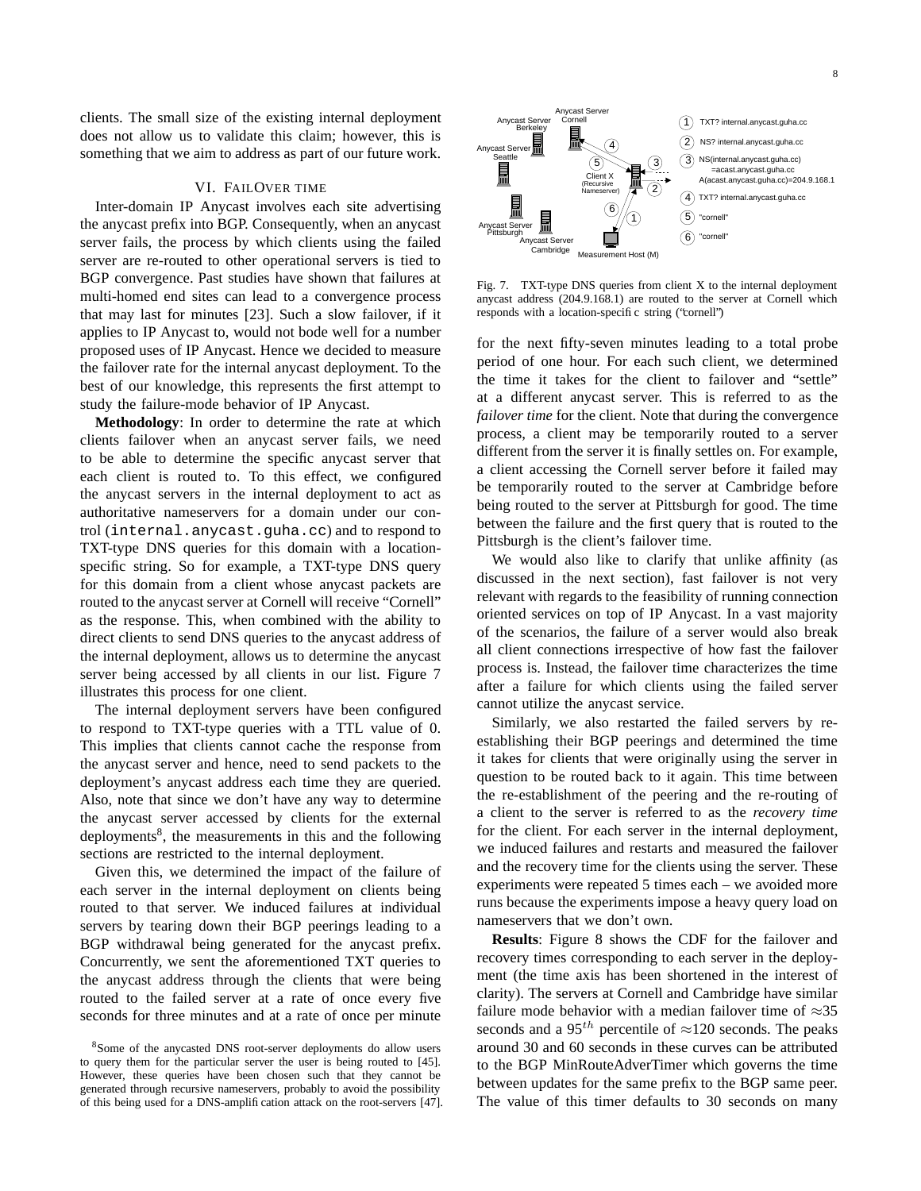clients. The small size of the existing internal deployment does not allow us to validate this claim; however, this is something that we aim to address as part of our future work.

## VI. FAILOVER TIME

Inter-domain IP Anycast involves each site advertising the anycast prefix into BGP. Consequently, when an anycast server fails, the process by which clients using the failed server are re-routed to other operational servers is tied to BGP convergence. Past studies have shown that failures at multi-homed end sites can lead to a convergence process that may last for minutes [23]. Such a slow failover, if it applies to IP Anycast to, would not bode well for a number proposed uses of IP Anycast. Hence we decided to measure the failover rate for the internal anycast deployment. To the best of our knowledge, this represents the first attempt to study the failure-mode behavior of IP Anycast.

**Methodology**: In order to determine the rate at which clients failover when an anycast server fails, we need to be able to determine the specific anycast server that each client is routed to. To this effect, we configured the anycast servers in the internal deployment to act as authoritative nameservers for a domain under our control (`internal.anycast.guha.cc`) and to respond to TXT-type DNS queries for this domain with a location-specific string. So for example, a TXT-type DNS query for this domain from a client whose anycast packets are routed to the anycast server at Cornell will receive "Cornell" as the response. This, when combined with the ability to direct clients to send DNS queries to the anycast address of the internal deployment, allows us to determine the anycast server being accessed by all clients in our list. Figure 7 illustrates this process for one client.

The internal deployment servers have been configured to respond to TXT-type queries with a TTL value of 0. This implies that clients cannot cache the response from the anycast server and hence, need to send packets to the deployment's anycast address each time they are queried. Also, note that since we don't have any way to determine the anycast server accessed by clients for the external deployments[8], the measurements in this and the following sections are restricted to the internal deployment.

Given this, we determined the impact of the failure of each server in the internal deployment on clients being routed to that server. We induced failures at individual servers by tearing down their BGP peerings leading to a BGP withdrawal being generated for the anycast prefix. Concurrently, we sent the aforementioned TXT queries to the anycast address through the clients that were being routed to the failed server at a rate of once every five seconds for three minutes and at a rate of once per minute

Fig. 7. TXT-type DNS queries from client X to the internal deployment anycast address (204.9.168.1) are routed to the server at Cornell which responds with a location-specific string ("cornell")

for the next fifty-seven minutes leading to a total probe period of one hour. For each such client, we determined the time it takes for the client to failover and "settle" at a different anycast server. This is referred to as the *failover time* for the client. Note that during the convergence process, a client may be temporarily routed to a server different from the server it is finally settles on. For example, a client accessing the Cornell server before it failed may be temporarily routed to the server at Cambridge before being routed to the server at Pittsburgh for good. The time between the failure and the first query that is routed to the Pittsburgh is the client's failover time.

We would also like to clarify that unlike affinity (as discussed in the next section), fast failover is not very relevant with regards to the feasibility of running connection oriented services on top of IP Anycast. In a vast majority of the scenarios, the failure of a server would also break all client connections irrespective of how fast the failover process is. Instead, the failover time characterizes the time after a failure for which clients using the failed server cannot utilize the anycast service.

Similarly, we also restarted the failed servers by re-establishing their BGP peerings and determined the time it takes for clients that were originally using the server in question to be routed back to it again. This time between the re-establishment of the peering and the re-routing of a client to the server is referred to as the *recovery time* for the client. For each server in the internal deployment, we induced failures and restarts and measured the failover and the recovery time for the clients using the server. These experiments were repeated 5 times each – we avoided more runs because the experiments impose a heavy query load on nameservers that we don't own.

**Results**: Figure 8 shows the CDF for the failover and recovery times corresponding to each server in the deployment (the time axis has been shortened in the interest of clarity). The servers at Cornell and Cambridge have similar failure mode behavior with a median failover time of ≈35 seconds and a $95^{th}$ percentile of ≈120 seconds. The peaks around 30 and 60 seconds in these curves can be attributed to the BGP MinRouteAdverTimer which governs the time between updates for the same prefix to the BGP same peer. The value of this timer defaults to 30 seconds on many

[8] Some of the anycasted DNS root-server deployments do allow users to query them for the particular server the user is being routed to [45]. However, these queries have been chosen such that they cannot be generated through recursive nameservers, probably to avoid the possibility of this being used for a DNS-amplification attack on the root-servers [47].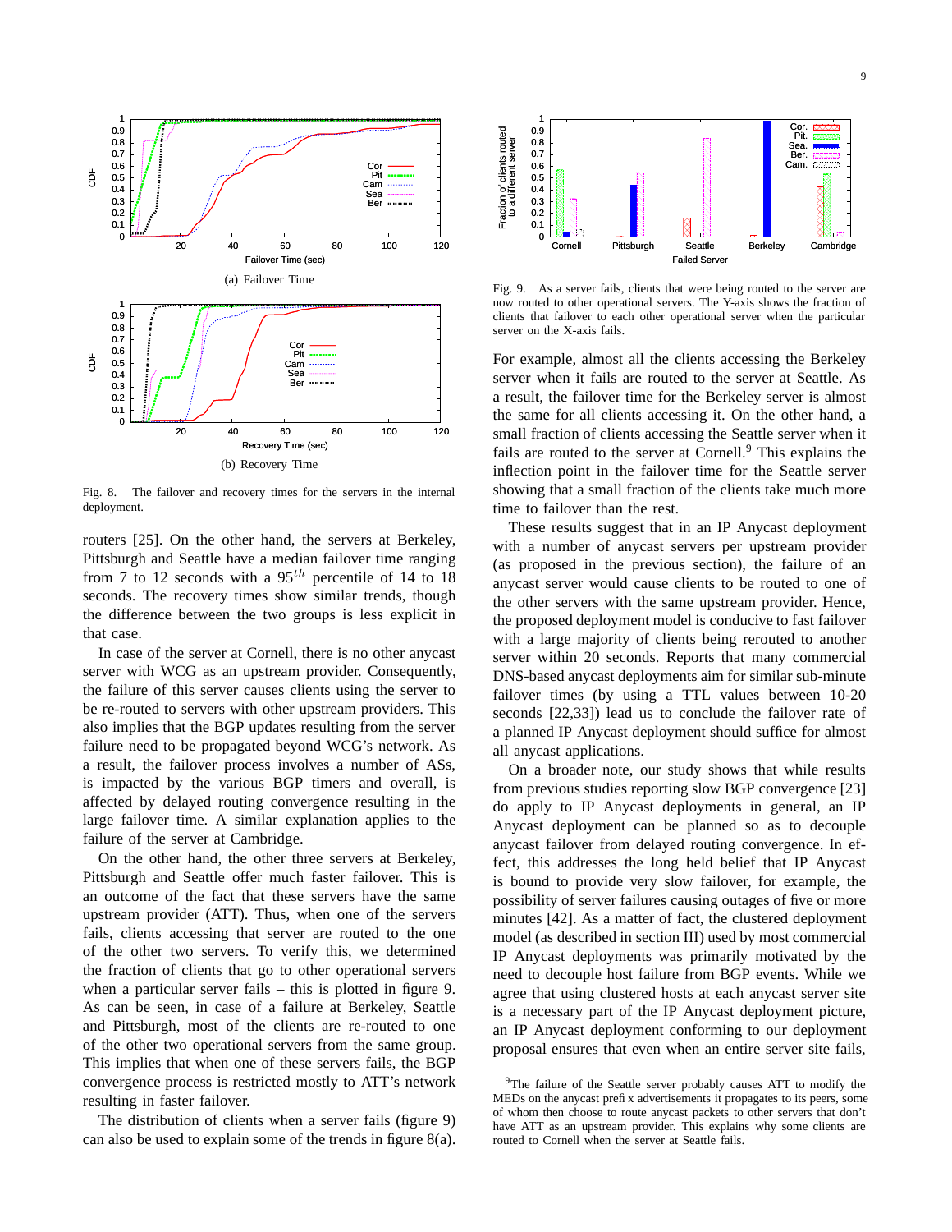(a) Failover Time

(b) Recovery Time

Fig. 8. The failover and recovery times for the servers in the internal deployment.

Fig. 9. As a server fails, clients that were being routed to the server are now routed to other operational servers. The Y-axis shows the fraction of clients that failover to each other operational server when the particular server on the X-axis fails.

routers [25]. On the other hand, the servers at Berkeley, Pittsburgh and Seattle have a median failover time ranging from 7 to 12 seconds with a $95^{th}$ percentile of 14 to 18 seconds. The recovery times show similar trends, though the difference between the two groups is less explicit in that case.

In case of the server at Cornell, there is no other anycast server with WCG as an upstream provider. Consequently, the failure of this server causes clients using the server to be re-routed to servers with other upstream providers. This also implies that the BGP updates resulting from the server failure need to be propagated beyond WCG's network. As a result, the failover process involves a number of ASs, is impacted by the various BGP timers and overall, is affected by delayed routing convergence resulting in the large failover time. A similar explanation applies to the failure of the server at Cambridge.

On the other hand, the other three servers at Berkeley, Pittsburgh and Seattle offer much faster failover. This is an outcome of the fact that these servers have the same upstream provider (ATT). Thus, when one of the servers fails, clients accessing that server are routed to the one of the other two servers. To verify this, we determined the fraction of clients that go to other operational servers when a particular server fails – this is plotted in figure 9. As can be seen, in case of a failure at Berkeley, Seattle and Pittsburgh, most of the clients are re-routed to one of the other two operational servers from the same group. This implies that when one of these servers fails, the BGP convergence process is restricted mostly to ATT's network resulting in faster failover.

The distribution of clients when a server fails (figure 9) can also be used to explain some of the trends in figure 8(a). For example, almost all the clients accessing the Berkeley server when it fails are routed to the server at Seattle. As a result, the failover time for the Berkeley server is almost the same for all clients accessing it. On the other hand, a small fraction of clients accessing the Seattle server when it fails are routed to the server at Cornell.[9] This explains the inflection point in the failover time for the Seattle server showing that a small fraction of the clients take much more time to failover than the rest.

These results suggest that in an IP Anycast deployment with a number of anycast servers per upstream provider (as proposed in the previous section), the failure of an anycast server would cause clients to be routed to one of the other servers with the same upstream provider. Hence, the proposed deployment model is conducive to fast failover with a large majority of clients being rerouted to another server within 20 seconds. Reports that many commercial DNS-based anycast deployments aim for similar sub-minute failover times (by using a TTL values between 10-20 seconds [22,33]) lead us to conclude the failover rate of a planned IP Anycast deployment should suffice for almost all anycast applications.

On a broader note, our study shows that while results from previous studies reporting slow BGP convergence [23] do apply to IP Anycast deployments in general, an IP Anycast deployment can be planned so as to decouple anycast failover from delayed routing convergence. In effect, this addresses the long held belief that IP Anycast is bound to provide very slow failover, for example, the possibility of server failures causing outages of five or more minutes [42]. As a matter of fact, the clustered deployment model (as described in section III) used by most commercial IP Anycast deployments was primarily motivated by the need to decouple host failure from BGP events. While we agree that using clustered hosts at each anycast server site is a necessary part of the IP Anycast deployment picture, an IP Anycast deployment conforming to our deployment proposal ensures that even when an entire server site fails,

[9] The failure of the Seattle server probably causes ATT to modify the MEDs on the anycast prefix advertisements it propagates to its peers, some of whom then choose to route anycast packets to other servers that don't have ATT as an upstream provider. This explains why some clients are routed to Cornell when the server at Seattle fails.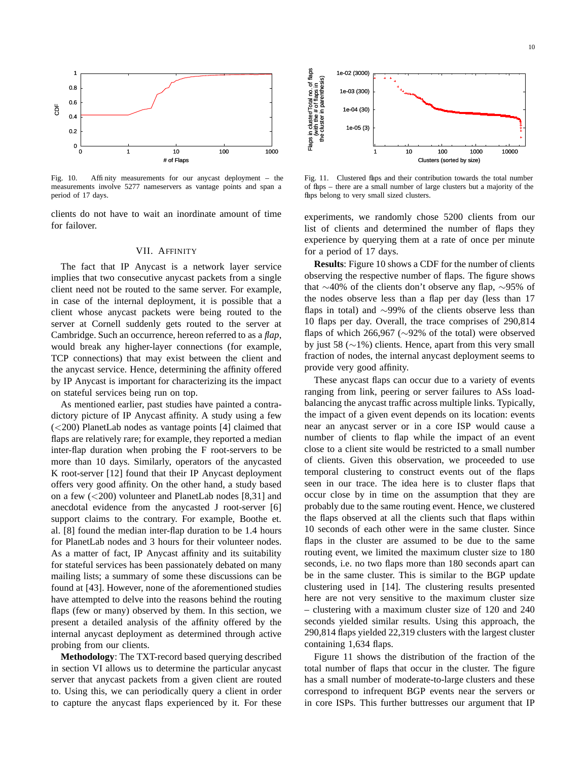Fig. 10. Affinity measurements for our anycast deployment – the measurements involve 5277 nameservers as vantage points and span a period of 17 days.

Fig. 11. Clustered flaps and their contribution towards the total number of flaps – there are a small number of large clusters but a majority of the flaps belong to very small sized clusters.

clients do not have to wait an inordinate amount of time for failover.

## VII. Affinity

The fact that IP Anycast is a network layer service implies that two consecutive anycast packets from a single client need not be routed to the same server. For example, in case of the internal deployment, it is possible that a client whose anycast packets were being routed to the server at Cornell suddenly gets routed to the server at Cambridge. Such an occurrence, hereon referred to as a *flap*, would break any higher-layer connections (for example, TCP connections) that may exist between the client and the anycast service. Hence, determining the affinity offered by IP Anycast is important for characterizing its the impact on stateful services being run on top.

As mentioned earlier, past studies have painted a contradictory picture of IP Anycast affinity. A study using a few (<200) PlanetLab nodes as vantage points [4] claimed that flaps are relatively rare; for example, they reported a median inter-flap duration when probing the F root-servers to be more than 10 days. Similarly, operators of the anycasted K root-server [12] found that their IP Anycast deployment offers very good affinity. On the other hand, a study based on a few (<200) volunteer and PlanetLab nodes [8,31] and anecdotal evidence from the anycasted J root-server [6] support claims to the contrary. For example, Boothe et. al. [8] found the median inter-flap duration to be 1.4 hours for PlanetLab nodes and 3 hours for their volunteer nodes. As a matter of fact, IP Anycast affinity and its suitability for stateful services has been passionately debated on many mailing lists; a summary of some these discussions can be found at [43]. However, none of the aforementioned studies have attempted to delve into the reasons behind the routing flaps (few or many) observed by them. In this section, we present a detailed analysis of the affinity offered by the internal anycast deployment as determined through active probing from our clients.

**Methodology**: The TXT-record based querying described in section VI allows us to determine the particular anycast server that anycast packets from a given client are routed to. Using this, we can periodically query a client in order to capture the anycast flaps experienced by it. For these experiments, we randomly chose 5200 clients from our list of clients and determined the number of flaps they experience by querying them at a rate of once per minute for a period of 17 days.

**Results**: Figure 10 shows a CDF for the number of clients observing the respective number of flaps. The figure shows that ∼40% of the clients don't observe any flap, ∼95% of the nodes observe less than a flap per day (less than 17 flaps in total) and ∼99% of the clients observe less than 10 flaps per day. Overall, the trace comprises of 290,814 flaps of which 266,967 (∼92% of the total) were observed by just 58 (∼1%) clients. Hence, apart from this very small fraction of nodes, the internal anycast deployment seems to provide very good affinity.

These anycast flaps can occur due to a variety of events ranging from link, peering or server failures to ASs load-balancing the anycast traffic across multiple links. Typically, the impact of a given event depends on its location: events near an anycast server or in a core ISP would cause a number of clients to flap while the impact of an event close to a client site would be restricted to a small number of clients. Given this observation, we proceeded to use temporal clustering to construct events out of the flaps seen in our trace. The idea here is to cluster flaps that occur close by in time on the assumption that they are probably due to the same routing event. Hence, we clustered the flaps observed at all the clients such that flaps within 10 seconds of each other were in the same cluster. Since flaps in the cluster are assumed to be due to the same routing event, we limited the maximum cluster size to 180 seconds, i.e. no two flaps more than 180 seconds apart can be in the same cluster. This is similar to the BGP update clustering used in [14]. The clustering results presented here are not very sensitive to the maximum cluster size – clustering with a maximum cluster size of 120 and 240 seconds yielded similar results. Using this approach, the 290,814 flaps yielded 22,319 clusters with the largest cluster containing 1,634 flaps.

Figure 11 shows the distribution of the fraction of the total number of flaps that occur in the cluster. The figure has a small number of moderate-to-large clusters and these correspond to infrequent BGP events near the servers or in core ISPs. This further buttresses our argument that IP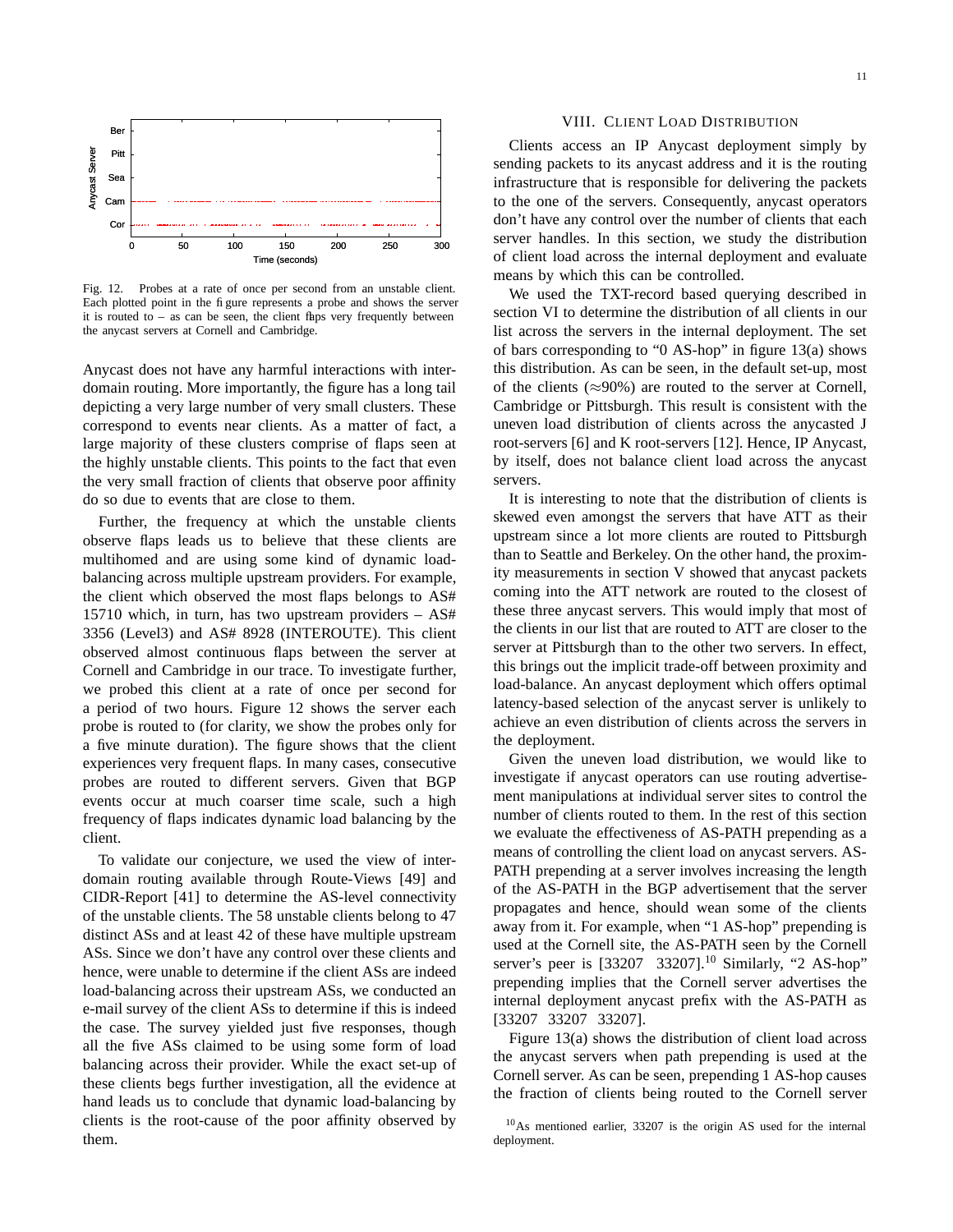Fig. 12. Probes at a rate of once per second from an unstable client. Each plotted point in the figure represents a probe and shows the server it is routed to – as can be seen, the client flaps very frequently between the anycast servers at Cornell and Cambridge.

Anycast does not have any harmful interactions with inter-domain routing. More importantly, the figure has a long tail depicting a very large number of very small clusters. These correspond to events near clients. As a matter of fact, a large majority of these clusters comprise of flaps seen at the highly unstable clients. This points to the fact that even the very small fraction of clients that observe poor affinity do so due to events that are close to them.

Further, the frequency at which the unstable clients observe flaps leads us to believe that these clients are multihomed and are using some kind of dynamic load-balancing across multiple upstream providers. For example, the client which observed the most flaps belongs to AS# 15710 which, in turn, has two upstream providers – AS# 3356 (Level3) and AS# 8928 (INTEROUTE). This client observed almost continuous flaps between the server at Cornell and Cambridge in our trace. To investigate further, we probed this client at a rate of once per second for a period of two hours. Figure 12 shows the server each probe is routed to (for clarity, we show the probes only for a five minute duration). The figure shows that the client experiences very frequent flaps. In many cases, consecutive probes are routed to different servers. Given that BGP events occur at much coarser time scale, such a high frequency of flaps indicates dynamic load balancing by the client.

To validate our conjecture, we used the view of inter-domain routing available through Route-Views [49] and CIDR-Report [41] to determine the AS-level connectivity of the unstable clients. The 58 unstable clients belong to 47 distinct ASs and at least 42 of these have multiple upstream ASs. Since we don't have any control over these clients and hence, were unable to determine if the client ASs are indeed load-balancing across their upstream ASs, we conducted an e-mail survey of the client ASs to determine if this is indeed the case. The survey yielded just five responses, though all the five ASs claimed to be using some form of load balancing across their provider. While the exact set-up of these clients begs further investigation, all the evidence at hand leads us to conclude that dynamic load-balancing by clients is the root-cause of the poor affinity observed by them.

## VIII. Client Load Distribution

Clients access an IP Anycast deployment simply by sending packets to its anycast address and it is the routing infrastructure that is responsible for delivering the packets to the one of the servers. Consequently, anycast operators don't have any control over the number of clients that each server handles. In this section, we study the distribution of client load across the internal deployment and evaluate means by which this can be controlled.

We used the TXT-record based querying described in section VI to determine the distribution of all clients in our list across the servers in the internal deployment. The set of bars corresponding to "0 AS-hop" in figure 13(a) shows this distribution. As can be seen, in the default set-up, most of the clients ($\approx$90%) are routed to the server at Cornell, Cambridge or Pittsburgh. This result is consistent with the uneven load distribution of clients across the anycasted J root-servers [6] and K root-servers [12]. Hence, IP Anycast, by itself, does not balance client load across the anycast servers.

It is interesting to note that the distribution of clients is skewed even amongst the servers that have ATT as their upstream since a lot more clients are routed to Pittsburgh than to Seattle and Berkeley. On the other hand, the proximity measurements in section V showed that anycast packets coming into the ATT network are routed to the closest of these three anycast servers. This would imply that most of the clients in our list that are routed to ATT are closer to the server at Pittsburgh than to the other two servers. In effect, this brings out the implicit trade-off between proximity and load-balance. An anycast deployment which offers optimal latency-based selection of the anycast server is unlikely to achieve an even distribution of clients across the servers in the deployment.

Given the uneven load distribution, we would like to investigate if anycast operators can use routing advertisement manipulations at individual server sites to control the number of clients routed to them. In the rest of this section we evaluate the effectiveness of AS-PATH prepending as a means of controlling the client load on anycast servers. AS-PATH prepending at a server involves increasing the length of the AS-PATH in the BGP advertisement that the server propagates and hence, should wean some of the clients away from it. For example, when "1 AS-hop" prepending is used at the Cornell site, the AS-PATH seen by the Cornell server's peer is [33207 33207].[10] Similarly, "2 AS-hop" prepending implies that the Cornell server advertises the internal deployment anycast prefix with the AS-PATH as [33207 33207 33207].

Figure 13(a) shows the distribution of client load across the anycast servers when path prepending is used at the Cornell server. As can be seen, prepending 1 AS-hop causes the fraction of clients being routed to the Cornell server

[10] As mentioned earlier, 33207 is the origin AS used for the internal deployment.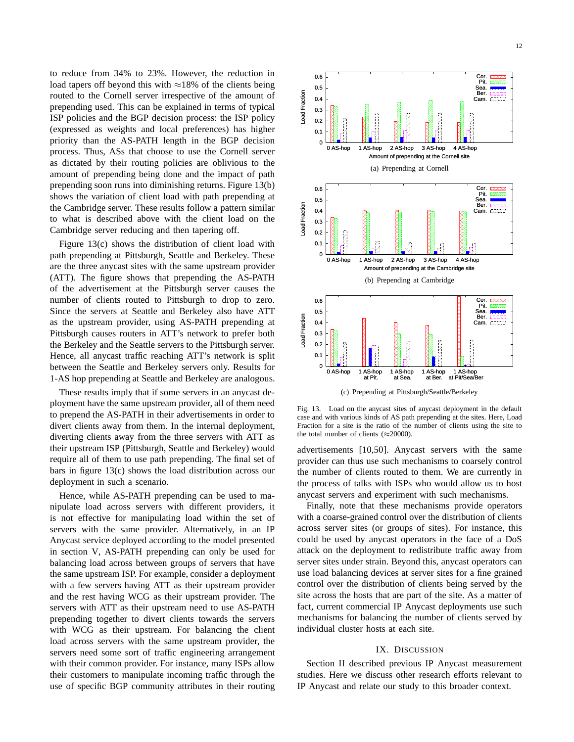to reduce from 34% to 23%. However, the reduction in load tapers off beyond this with ≈18% of the clients being routed to the Cornell server irrespective of the amount of prepending used. This can be explained in terms of typical ISP policies and the BGP decision process: the ISP policy (expressed as weights and local preferences) has higher priority than the AS-PATH length in the BGP decision process. Thus, ASs that choose to use the Cornell server as dictated by their routing policies are oblivious to the amount of prepending being done and the impact of path prepending soon runs into diminishing returns. Figure 13(b) shows the variation of client load with path prepending at the Cambridge server. These results follow a pattern similar to what is described above with the client load on the Cambridge server reducing and then tapering off.

Figure 13(c) shows the distribution of client load with path prepending at Pittsburgh, Seattle and Berkeley. These are the three anycast sites with the same upstream provider (ATT). The figure shows that prepending the AS-PATH of the advertisement at the Pittsburgh server causes the number of clients routed to Pittsburgh to drop to zero. Since the servers at Seattle and Berkeley also have ATT as the upstream provider, using AS-PATH prepending at Pittsburgh causes routers in ATT's network to prefer both the Berkeley and the Seattle servers to the Pittsburgh server. Hence, all anycast traffic reaching ATT's network is split between the Seattle and Berkeley servers only. Results for 1-AS hop prepending at Seattle and Berkeley are analogous.

These results imply that if some servers in an anycast deployment have the same upstream provider, all of them need to prepend the AS-PATH in their advertisements in order to divert clients away from them. In the internal deployment, diverting clients away from the three servers with ATT as their upstream ISP (Pittsburgh, Seattle and Berkeley) would require all of them to use path prepending. The final set of bars in figure 13(c) shows the load distribution across our deployment in such a scenario.

Hence, while AS-PATH prepending can be used to manipulate load across servers with different providers, it is not effective for manipulating load within the set of servers with the same provider. Alternatively, in an IP Anycast service deployed according to the model presented in section V, AS-PATH prepending can only be used for balancing load across between groups of servers that have the same upstream ISP. For example, consider a deployment with a few servers having ATT as their upstream provider and the rest having WCG as their upstream provider. The servers with ATT as their upstream need to use AS-PATH prepending together to divert clients towards the servers with WCG as their upstream. For balancing the client load across servers with the same upstream provider, the servers need some sort of traffic engineering arrangement with their common provider. For instance, many ISPs allow their customers to manipulate incoming traffic through the use of specific BGP community attributes in their routing

Load Fraction
0.6
0.5
0.4
0.3
0.2
0.1
0
Cor.
Pit.
Sea.
Ber.
Cam.
0 AS-hop
1 AS-hop
2 AS-hop
3 AS-hop
4 AS-hop
Amount of prepending at the Cornell site

(a) Prepending at Cornell

Load Fraction
0.6
0.5
0.4
0.3
0.2
0.1
0
Cor.
Pit.
Sea.
Ber.
Cam.
0 AS-hop
1 AS-hop
2 AS-hop
3 AS-hop
4 AS-hop
Amount of prepending at the Cambridge site

(b) Prepending at Cambridge

Load Fraction
0.6
0.5
0.4
0.3
0.2
0.1
0
Cor.
Pit.
Sea.
Ber.
Cam.
0 AS-hop
1 AS-hop at Pit.
1 AS-hop at Sea.
1 AS-hop at Ber.
1 AS-hop at Pit/Sea/Ber

(c) Prepending at Pittsburgh/Seattle/Berkeley

Fig. 13. Load on the anycast sites of anycast deployment in the default case and with various kinds of AS path prepending at the sites. Here, Load Fraction for a site is the ratio of the number of clients using the site to the total number of clients (≈20000).

advertisements [10,50]. Anycast servers with the same provider can thus use such mechanisms to coarsely control the number of clients routed to them. We are currently in the process of talks with ISPs who would allow us to host anycast servers and experiment with such mechanisms.

Finally, note that these mechanisms provide operators with a coarse-grained control over the distribution of clients across server sites (or groups of sites). For instance, this could be used by anycast operators in the face of a DoS attack on the deployment to redistribute traffic away from server sites under strain. Beyond this, anycast operators can use load balancing devices at server sites for a fine grained control over the distribution of clients being served by the site across the hosts that are part of the site. As a matter of fact, current commercial IP Anycast deployments use such mechanisms for balancing the number of clients served by individual cluster hosts at each site.

## IX. Discussion

Section II described previous IP Anycast measurement studies. Here we discuss other research efforts relevant to IP Anycast and relate our study to this broader context.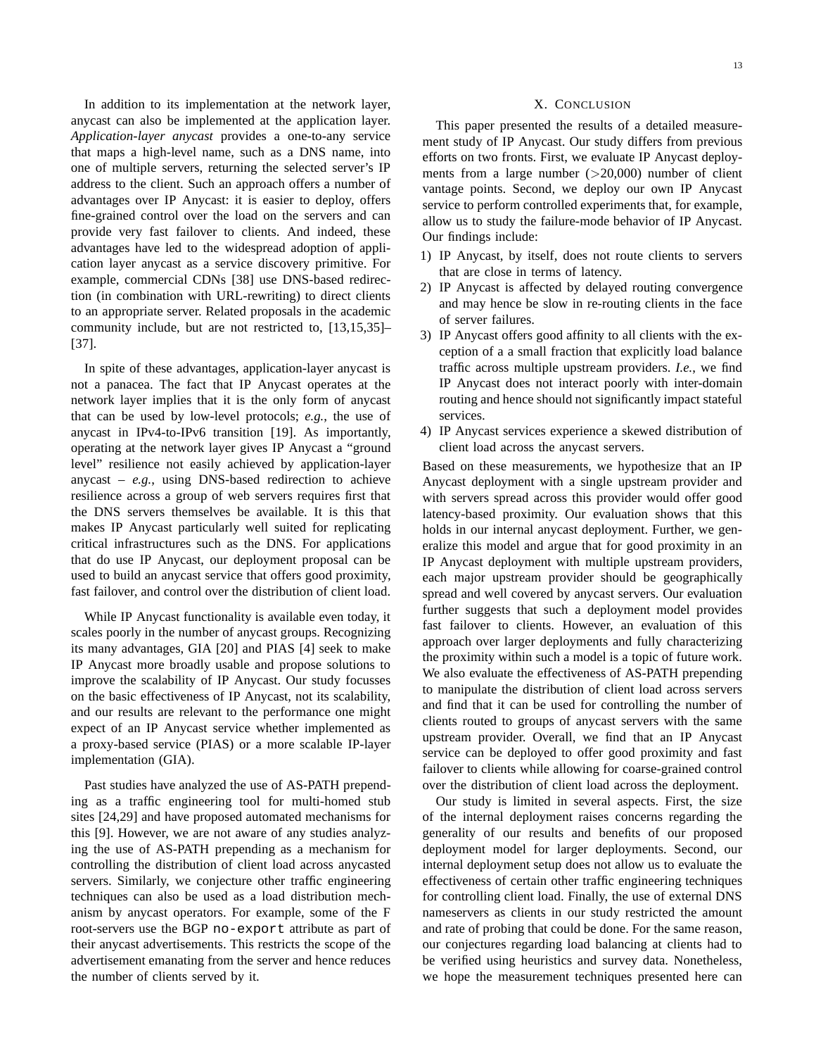In addition to its implementation at the network layer, anycast can also be implemented at the application layer. *Application-layer anycast* provides a one-to-any service that maps a high-level name, such as a DNS name, into one of multiple servers, returning the selected server's IP address to the client. Such an approach offers a number of advantages over IP Anycast: it is easier to deploy, offers fine-grained control over the load on the servers and can provide very fast failover to clients. And indeed, these advantages have led to the widespread adoption of application layer anycast as a service discovery primitive. For example, commercial CDNs [38] use DNS-based redirection (in combination with URL-rewriting) to direct clients to an appropriate server. Related proposals in the academic community include, but are not restricted to, [13,15,35]–[37].

In spite of these advantages, application-layer anycast is not a panacea. The fact that IP Anycast operates at the network layer implies that it is the only form of anycast that can be used by low-level protocols; *e.g.*, the use of anycast in IPv4-to-IPv6 transition [19]. As importantly, operating at the network layer gives IP Anycast a "ground level" resilience not easily achieved by application-layer anycast – *e.g.*, using DNS-based redirection to achieve resilience across a group of web servers requires first that the DNS servers themselves be available. It is this that makes IP Anycast particularly well suited for replicating critical infrastructures such as the DNS. For applications that do use IP Anycast, our deployment proposal can be used to build an anycast service that offers good proximity, fast failover, and control over the distribution of client load.

While IP Anycast functionality is available even today, it scales poorly in the number of anycast groups. Recognizing its many advantages, GIA [20] and PIAS [4] seek to make IP Anycast more broadly usable and propose solutions to improve the scalability of IP Anycast. Our study focusses on the basic effectiveness of IP Anycast, not its scalability, and our results are relevant to the performance one might expect of an IP Anycast service whether implemented as a proxy-based service (PIAS) or a more scalable IP-layer implementation (GIA).

Past studies have analyzed the use of AS-PATH prepending as a traffic engineering tool for multi-homed stub sites [24,29] and have proposed automated mechanisms for this [9]. However, we are not aware of any studies analyzing the use of AS-PATH prepending as a mechanism for controlling the distribution of client load across anycasted servers. Similarly, we conjecture other traffic engineering techniques can also be used as a load distribution mechanism by anycast operators. For example, some of the F root-servers use the BGP `no-export` attribute as part of their anycast advertisements. This restricts the scope of the advertisement emanating from the server and hence reduces the number of clients served by it.

## X. Conclusion

This paper presented the results of a detailed measurement study of IP Anycast. Our study differs from previous efforts on two fronts. First, we evaluate IP Anycast deployments from a large number (>20,000) number of client vantage points. Second, we deploy our own IP Anycast service to perform controlled experiments that, for example, allow us to study the failure-mode behavior of IP Anycast. Our findings include:

1) IP Anycast, by itself, does not route clients to servers that are close in terms of latency.
2) IP Anycast is affected by delayed routing convergence and may hence be slow in re-routing clients in the face of server failures.
3) IP Anycast offers good affinity to all clients with the exception of a a small fraction that explicitly load balance traffic across multiple upstream providers. *I.e.*, we find IP Anycast does not interact poorly with inter-domain routing and hence should not significantly impact stateful services.
4) IP Anycast services experience a skewed distribution of client load across the anycast servers.

Based on these measurements, we hypothesize that an IP Anycast deployment with a single upstream provider and with servers spread across this provider would offer good latency-based proximity. Our evaluation shows that this holds in our internal anycast deployment. Further, we generalize this model and argue that for good proximity in an IP Anycast deployment with multiple upstream providers, each major upstream provider should be geographically spread and well covered by anycast servers. Our evaluation further suggests that such a deployment model provides fast failover to clients. However, an evaluation of this approach over larger deployments and fully characterizing the proximity within such a model is a topic of future work. We also evaluate the effectiveness of AS-PATH prepending to manipulate the distribution of client load across servers and find that it can be used for controlling the number of clients routed to groups of anycast servers with the same upstream provider. Overall, we find that an IP Anycast service can be deployed to offer good proximity and fast failover to clients while allowing for coarse-grained control over the distribution of client load across the deployment.

Our study is limited in several aspects. First, the size of the internal deployment raises concerns regarding the generality of our results and benefits of our proposed deployment model for larger deployments. Second, our internal deployment setup does not allow us to evaluate the effectiveness of certain other traffic engineering techniques for controlling client load. Finally, the use of external DNS nameservers as clients in our study restricted the amount and rate of probing that could be done. For the same reason, our conjectures regarding load balancing at clients had to be verified using heuristics and survey data. Nonetheless, we hope the measurement techniques presented here can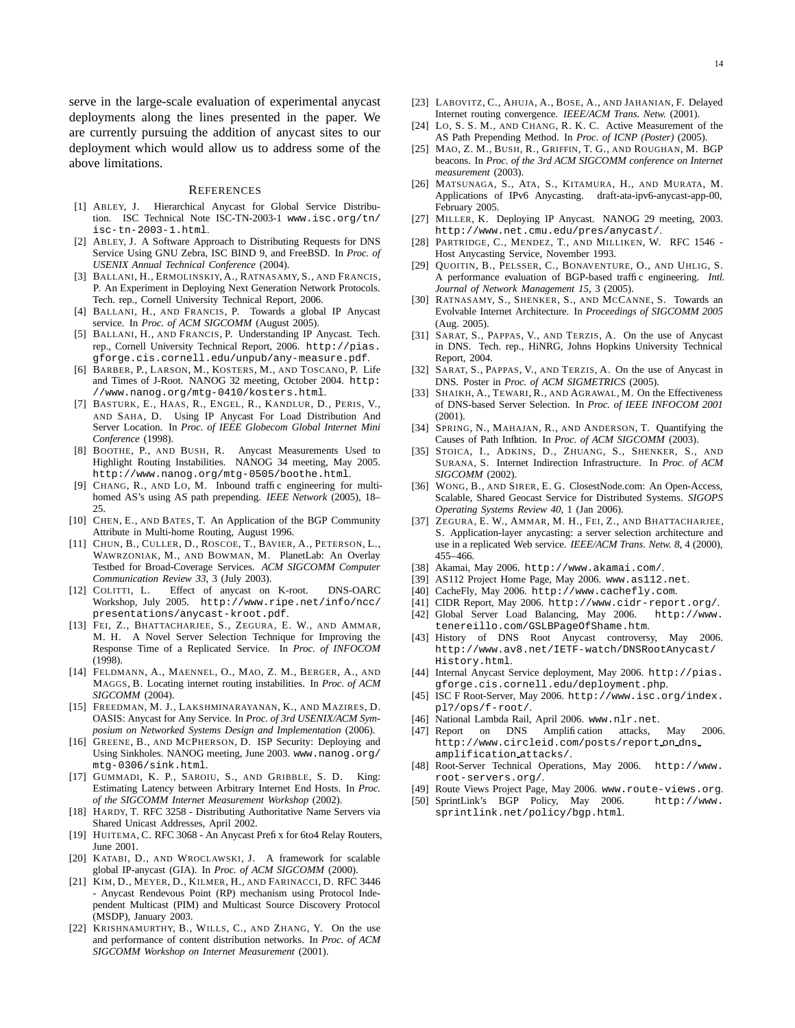serve in the large-scale evaluation of experimental anycast deployments along the lines presented in the paper. We are currently pursuing the addition of anycast sites to our deployment which would allow us to address some of the above limitations.

## REFERENCES

[1] ABLEY, J. Hierarchical Anycast for Global Service Distribution. ISC Technical Note ISC-TN-2003-1 www.isc.org/tn/isc-tn-2003-1.html.

[2] ABLEY, J. A Software Approach to Distributing Requests for DNS Service Using GNU Zebra, ISC BIND 9, and FreeBSD. In *Proc. of USENIX Annual Technical Conference* (2004).

[3] BALLANI, H., ERMOLINSKIY, A., RATNASAMY, S., AND FRANCIS, P. An Experiment in Deploying Next Generation Network Protocols. Tech. rep., Cornell University Technical Report, 2006.

[4] BALLANI, H., AND FRANCIS, P. Towards a global IP Anycast service. In *Proc. of ACM SIGCOMM* (August 2005).

[5] BALLANI, H., AND FRANCIS, P. Understanding IP Anycast. Tech. rep., Cornell University Technical Report, 2006. http://pias.gforge.cis.cornell.edu/unpub/any-measure.pdf.

[6] BARBER, P., LARSON, M., KOSTERS, M., AND TOSCANO, P. Life and Times of J-Root. NANOG 32 meeting, October 2004. http://www.nanog.org/mtg-0410/kosters.html.

[7] BASTURK, E., HAAS, R., ENGEL, R., KANDLUR, D., PERIS, V., AND SAHA, D. Using IP Anycast For Load Distribution And Server Location. In *Proc. of IEEE Globecom Global Internet Mini Conference* (1998).

[8] BOOTHE, P., AND BUSH, R. Anycast Measurements Used to Highlight Routing Instabilities. NANOG 34 meeting, May 2005. http://www.nanog.org/mtg-0505/boothe.html.

[9] CHANG, R., AND LO, M. Inbound traffic engineering for multihomed AS's using AS path prepending. *IEEE Network* (2005), 18–25.

[10] CHEN, E., AND BATES, T. An Application of the BGP Community Attribute in Multi-home Routing, August 1996.

[11] CHUN, B., CULLER, D., ROSCOE, T., BAVIER, A., PETERSON, L., WAWRZONIAK, M., AND BOWMAN, M. PlanetLab: An Overlay Testbed for Broad-Coverage Services. *ACM SIGCOMM Computer Communication Review 33*, 3 (July 2003).

[12] COLITTI, L. Effect of anycast on K-root. DNS-OARC Workshop, July 2005. http://www.ripe.net/info/ncc/presentations/anycast-kroot.pdf.

[13] FEI, Z., BHATTACHARJEE, S., ZEGURA, E. W., AND AMMAR, M. H. A Novel Server Selection Technique for Improving the Response Time of a Replicated Service. In *Proc. of INFOCOM* (1998).

[14] FELDMANN, A., MAENNEL, O., MAO, Z. M., BERGER, A., AND MAGGS, B. Locating internet routing instabilities. In *Proc. of ACM SIGCOMM* (2004).

[15] FREEDMAN, M. J., LAKSHMINARAYANAN, K., AND MAZIRES, D. OASIS: Anycast for Any Service. In *Proc. of 3rd USENIX/ACM Symposium on Networked Systems Design and Implementation* (2006).

[16] GREENE, B., AND MCPHERSON, D. ISP Security: Deploying and Using Sinkholes. NANOG meeting, June 2003. www.nanog.org/mtg-0306/sink.html.

[17] GUMMADI, K. P., SAROIU, S., AND GRIBBLE, S. D. King: Estimating Latency between Arbitrary Internet End Hosts. In *Proc. of the SIGCOMM Internet Measurement Workshop* (2002).

[18] HARDY, T. RFC 3258 - Distributing Authoritative Name Servers via Shared Unicast Addresses, April 2002.

[19] HUITEMA, C. RFC 3068 - An Anycast Prefix for 6to4 Relay Routers, June 2001.

[20] KATABI, D., AND WROCLAWSKI, J. A framework for scalable global IP-anycast (GIA). In *Proc. of ACM SIGCOMM* (2000).

[21] KIM, D., MEYER, D., KILMER, H., AND FARINACCI, D. RFC 3446 - Anycast Rendevous Point (RP) mechanism using Protocol Independent Multicast (PIM) and Multicast Source Discovery Protocol (MSDP), January 2003.

[22] KRISHNAMURTHY, B., WILLS, C., AND ZHANG, Y. On the use and performance of content distribution networks. In *Proc. of ACM SIGCOMM Workshop on Internet Measurement* (2001).

[23] LABOVITZ, C., AHUJA, A., BOSE, A., AND JAHANIAN, F. Delayed Internet routing convergence. *IEEE/ACM Trans. Netw.* (2001).

[24] LO, S. S. M., AND CHANG, R. K. C. Active Measurement of the AS Path Prepending Method. In *Proc. of ICNP (Poster)* (2005).

[25] MAO, Z. M., BUSH, R., GRIFFIN, T. G., AND ROUGHAN, M. BGP beacons. In *Proc. of the 3rd ACM SIGCOMM conference on Internet measurement* (2003).

[26] MATSUNAGA, S., ATA, S., KITAMURA, H., AND MURATA, M. Applications of IPv6 Anycasting. draft-ata-ipv6-anycast-app-00, February 2005.

[27] MILLER, K. Deploying IP Anycast. NANOG 29 meeting, 2003. http://www.net.cmu.edu/pres/anycast/.

[28] PARTRIDGE, C., MENDEZ, T., AND MILLIKEN, W. RFC 1546 - Host Anycasting Service, November 1993.

[29] QUOITIN, B., PELSSER, C., BONAVENTURE, O., AND UHLIG, S. A performance evaluation of BGP-based traffic engineering. *Intl. Journal of Network Management 15*, 3 (2005).

[30] RATNASAMY, S., SHENKER, S., AND MCCANNE, S. Towards an Evolvable Internet Architecture. In *Proceedings of SIGCOMM 2005* (Aug. 2005).

[31] SARAT, S., PAPPAS, V., AND TERZIS, A. On the use of Anycast in DNS. Tech. rep., HiNRG, Johns Hopkins University Technical Report, 2004.

[32] SARAT, S., PAPPAS, V., AND TERZIS, A. On the use of Anycast in DNS. Poster in *Proc. of ACM SIGMETRICS* (2005).

[33] SHAIKH, A., TEWARI, R., AND AGRAWAL, M. On the Effectiveness of DNS-based Server Selection. In *Proc. of IEEE INFOCOM 2001* (2001).

[34] SPRING, N., MAHAJAN, R., AND ANDERSON, T. Quantifying the Causes of Path Inflation. In *Proc. of ACM SIGCOMM* (2003).

[35] STOICA, I., ADKINS, D., ZHUANG, S., SHENKER, S., AND SURANA, S. Internet Indirection Infrastructure. In *Proc. of ACM SIGCOMM* (2002).

[36] WONG, B., AND SIRER, E. G. ClosestNode.com: An Open-Access, Scalable, Shared Geocast Service for Distributed Systems. *SIGOPS Operating Systems Review 40*, 1 (Jan 2006).

[37] ZEGURA, E. W., AMMAR, M. H., FEI, Z., AND BHATTACHARJEE, S. Application-layer anycasting: a server selection architecture and use in a replicated Web service. *IEEE/ACM Trans. Netw. 8*, 4 (2000), 455–466.

[38] Akamai, May 2006. http://www.akamai.com/.

[39] AS112 Project Home Page, May 2006. www.as112.net.

[40] CacheFly, May 2006. http://www.cachefly.com.

[41] CIDR Report, May 2006. http://www.cidr-report.org/.

[42] Global Server Load Balancing, May 2006. http://www.tenereillo.com/GSLBPageOfShame.htm.

[43] History of DNS Root Anycast controversy, May 2006. http://www.av8.net/IETF-watch/DNSRootAnycast/History.html.

[44] Internal Anycast Service deployment, May 2006. http://pias.gforge.cis.cornell.edu/deployment.php.

[45] ISC F Root-Server, May 2006. http://www.isc.org/index.pl?/ops/f-root/.

[46] National Lambda Rail, April 2006. www.nlr.net.

[47] Report on DNS Amplification attacks, May 2006. http://www.circleid.com/posts/report_on_dns_amplification_attacks/.

[48] Root-Server Technical Operations, May 2006. http://www.root-servers.org/.

[49] Route Views Project Page, May 2006. www.route-views.org.

[50] SprintLink's BGP Policy, May 2006. http://www.sprintlink.net/policy/bgp.html.